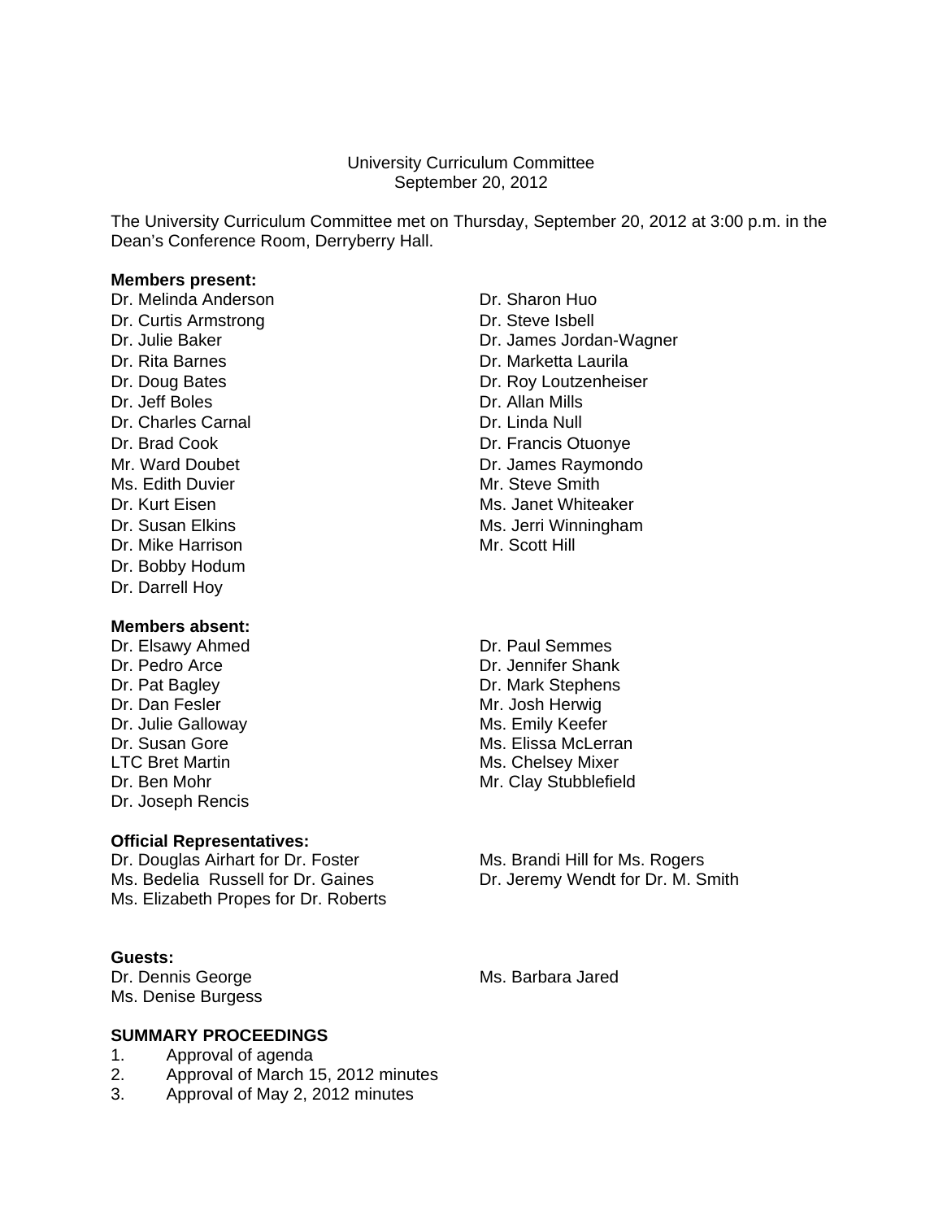University Curriculum Committee
September 20, 2012

The University Curriculum Committee met on Thursday, September 20, 2012 at 3:00 p.m. in the Dean's Conference Room, Derryberry Hall.

**Members present:**

Dr. Melinda Anderson
Dr. Curtis Armstrong
Dr. Julie Baker
Dr. Rita Barnes
Dr. Doug Bates
Dr. Jeff Boles
Dr. Charles Carnal
Dr. Brad Cook
Mr. Ward Doubet
Ms. Edith Duvier
Dr. Kurt Eisen
Dr. Susan Elkins
Dr. Mike Harrison
Dr. Bobby Hodum
Dr. Darrell Hoy
Dr. Sharon Huo
Dr. Steve Isbell
Dr. James Jordan-Wagner
Dr. Marketta Laurila
Dr. Roy Loutzenheiser
Dr. Allan Mills
Dr. Linda Null
Dr. Francis Otuonye
Dr. James Raymondo
Mr. Steve Smith
Ms. Janet Whiteaker
Ms. Jerri Winningham
Mr. Scott Hill

**Members absent:**

Dr. Elsawy Ahmed
Dr. Pedro Arce
Dr. Pat Bagley
Dr. Dan Fesler
Dr. Julie Galloway
Dr. Susan Gore
LTC Bret Martin
Dr. Ben Mohr
Dr. Joseph Rencis
Dr. Paul Semmes
Dr. Jennifer Shank
Dr. Mark Stephens
Mr. Josh Herwig
Ms. Emily Keefer
Ms. Elissa McLerran
Ms. Chelsey Mixer
Mr. Clay Stubblefield

**Official Representatives:**

Dr. Douglas Airhart for Dr. Foster
Ms. Bedelia Russell for Dr. Gaines
Ms. Elizabeth Propes for Dr. Roberts
Ms. Brandi Hill for Ms. Rogers
Dr. Jeremy Wendt for Dr. M. Smith

**Guests:**

Dr. Dennis George
Ms. Denise Burgess
Ms. Barbara Jared

**SUMMARY PROCEEDINGS**

1. Approval of agenda
2. Approval of March 15, 2012 minutes
3. Approval of May 2, 2012 minutes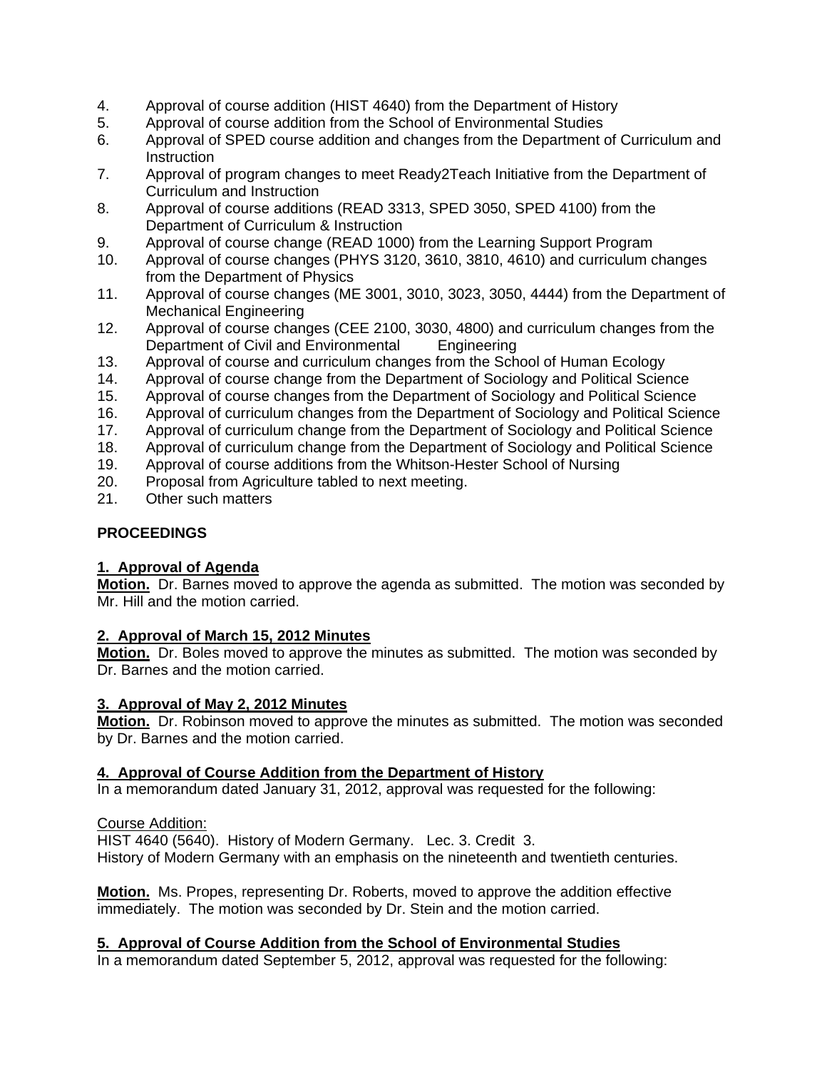4. Approval of course addition (HIST 4640) from the Department of History
5. Approval of course addition from the School of Environmental Studies
6. Approval of SPED course addition and changes from the Department of Curriculum and Instruction
7. Approval of program changes to meet Ready2Teach Initiative from the Department of Curriculum and Instruction
8. Approval of course additions (READ 3313, SPED 3050, SPED 4100) from the Department of Curriculum & Instruction
9. Approval of course change (READ 1000) from the Learning Support Program
10. Approval of course changes (PHYS 3120, 3610, 3810, 4610) and curriculum changes from the Department of Physics
11. Approval of course changes (ME 3001, 3010, 3023, 3050, 4444) from the Department of Mechanical Engineering
12. Approval of course changes (CEE 2100, 3030, 4800) and curriculum changes from the Department of Civil and Environmental Engineering
13. Approval of course and curriculum changes from the School of Human Ecology
14. Approval of course change from the Department of Sociology and Political Science
15. Approval of course changes from the Department of Sociology and Political Science
16. Approval of curriculum changes from the Department of Sociology and Political Science
17. Approval of curriculum change from the Department of Sociology and Political Science
18. Approval of curriculum change from the Department of Sociology and Political Science
19. Approval of course additions from the Whitson-Hester School of Nursing
20. Proposal from Agriculture tabled to next meeting.
21. Other such matters

**PROCEEDINGS**

**1. Approval of Agenda**

**Motion.** Dr. Barnes moved to approve the agenda as submitted. The motion was seconded by Mr. Hill and the motion carried.

**2. Approval of March 15, 2012 Minutes**

**Motion.** Dr. Boles moved to approve the minutes as submitted. The motion was seconded by Dr. Barnes and the motion carried.

**3. Approval of May 2, 2012 Minutes**

**Motion.** Dr. Robinson moved to approve the minutes as submitted. The motion was seconded by Dr. Barnes and the motion carried.

**4. Approval of Course Addition from the Department of History**

In a memorandum dated January 31, 2012, approval was requested for the following:

Course Addition:

HIST 4640 (5640). History of Modern Germany. Lec. 3. Credit 3.
History of Modern Germany with an emphasis on the nineteenth and twentieth centuries.

**Motion.** Ms. Propes, representing Dr. Roberts, moved to approve the addition effective immediately. The motion was seconded by Dr. Stein and the motion carried.

**5. Approval of Course Addition from the School of Environmental Studies**

In a memorandum dated September 5, 2012, approval was requested for the following: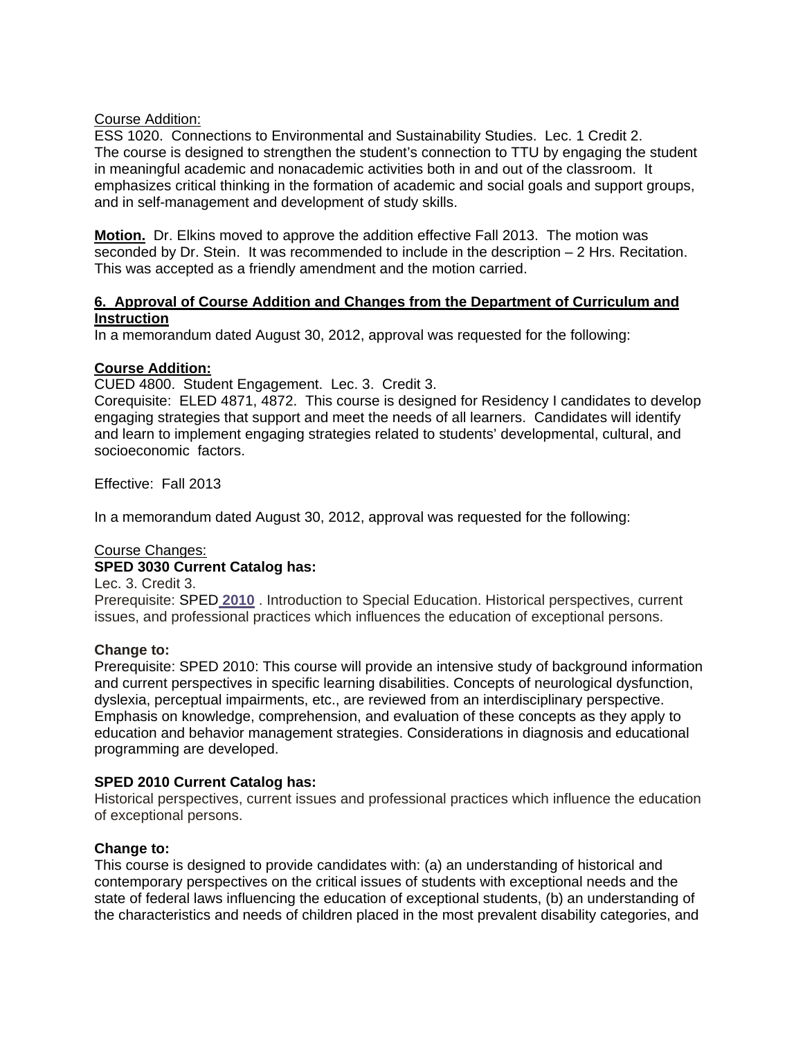Course Addition:
ESS 1020. Connections to Environmental and Sustainability Studies. Lec. 1 Credit 2.
The course is designed to strengthen the student's connection to TTU by engaging the student in meaningful academic and nonacademic activities both in and out of the classroom. It emphasizes critical thinking in the formation of academic and social goals and support groups, and in self-management and development of study skills.

**Motion.** Dr. Elkins moved to approve the addition effective Fall 2013. The motion was seconded by Dr. Stein. It was recommended to include in the description – 2 Hrs. Recitation. This was accepted as a friendly amendment and the motion carried.

**6. Approval of Course Addition and Changes from the Department of Curriculum and Instruction**

In a memorandum dated August 30, 2012, approval was requested for the following:

**Course Addition:**
CUED 4800. Student Engagement. Lec. 3. Credit 3.
Corequisite: ELED 4871, 4872. This course is designed for Residency I candidates to develop engaging strategies that support and meet the needs of all learners. Candidates will identify and learn to implement engaging strategies related to students' developmental, cultural, and socioeconomic factors.

Effective: Fall 2013

In a memorandum dated August 30, 2012, approval was requested for the following:

Course Changes:
**SPED 3030 Current Catalog has:**
Lec. 3. Credit 3.
Prerequisite: SPED **2010** . Introduction to Special Education. Historical perspectives, current issues, and professional practices which influences the education of exceptional persons.

**Change to:**
Prerequisite: SPED 2010: This course will provide an intensive study of background information and current perspectives in specific learning disabilities. Concepts of neurological dysfunction, dyslexia, perceptual impairments, etc., are reviewed from an interdisciplinary perspective. Emphasis on knowledge, comprehension, and evaluation of these concepts as they apply to education and behavior management strategies. Considerations in diagnosis and educational programming are developed.

**SPED 2010 Current Catalog has:**
Historical perspectives, current issues and professional practices which influence the education of exceptional persons.

**Change to:**
This course is designed to provide candidates with: (a) an understanding of historical and contemporary perspectives on the critical issues of students with exceptional needs and the state of federal laws influencing the education of exceptional students, (b) an understanding of the characteristics and needs of children placed in the most prevalent disability categories, and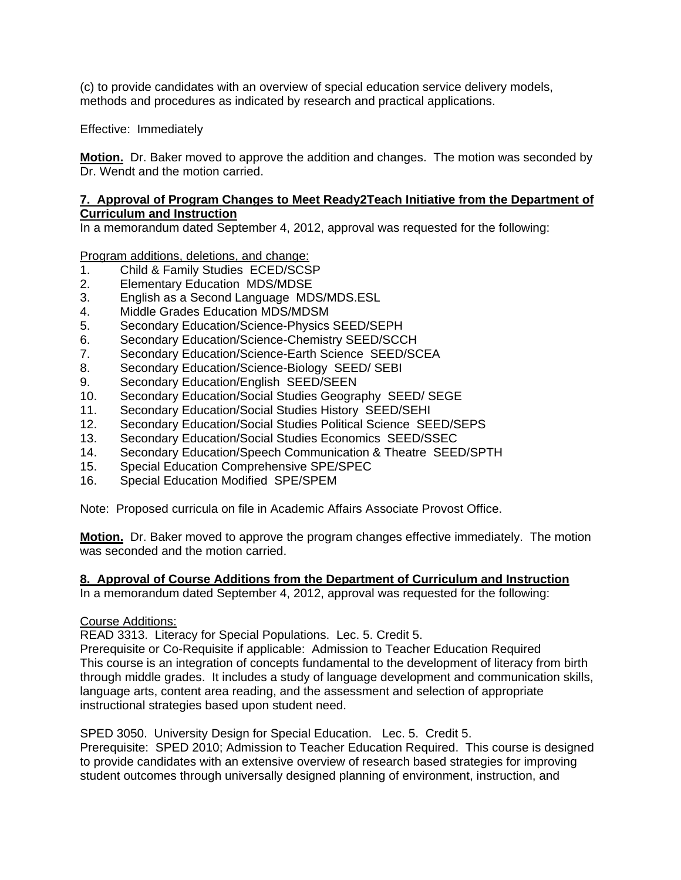(c) to provide candidates with an overview of special education service delivery models, methods and procedures as indicated by research and practical applications.

Effective: Immediately

**Motion.** Dr. Baker moved to approve the addition and changes. The motion was seconded by Dr. Wendt and the motion carried.

**7. Approval of Program Changes to Meet Ready2Teach Initiative from the Department of Curriculum and Instruction**

In a memorandum dated September 4, 2012, approval was requested for the following:

Program additions, deletions, and change:

1. Child & Family Studies ECED/SCSP
2. Elementary Education MDS/MDSE
3. English as a Second Language MDS/MDS.ESL
4. Middle Grades Education MDS/MDSM
5. Secondary Education/Science-Physics SEED/SEPH
6. Secondary Education/Science-Chemistry SEED/SCCH
7. Secondary Education/Science-Earth Science SEED/SCEA
8. Secondary Education/Science-Biology SEED/ SEBI
9. Secondary Education/English SEED/SEEN
10. Secondary Education/Social Studies Geography SEED/ SEGE
11. Secondary Education/Social Studies History SEED/SEHI
12. Secondary Education/Social Studies Political Science SEED/SEPS
13. Secondary Education/Social Studies Economics SEED/SSEC
14. Secondary Education/Speech Communication & Theatre SEED/SPTH
15. Special Education Comprehensive SPE/SPEC
16. Special Education Modified SPE/SPEM

Note: Proposed curricula on file in Academic Affairs Associate Provost Office.

**Motion.** Dr. Baker moved to approve the program changes effective immediately. The motion was seconded and the motion carried.

**8. Approval of Course Additions from the Department of Curriculum and Instruction**

In a memorandum dated September 4, 2012, approval was requested for the following:

Course Additions:

READ 3313. Literacy for Special Populations. Lec. 5. Credit 5.
Prerequisite or Co-Requisite if applicable: Admission to Teacher Education Required
This course is an integration of concepts fundamental to the development of literacy from birth through middle grades. It includes a study of language development and communication skills, language arts, content area reading, and the assessment and selection of appropriate instructional strategies based upon student need.

SPED 3050. University Design for Special Education. Lec. 5. Credit 5.
Prerequisite: SPED 2010; Admission to Teacher Education Required. This course is designed to provide candidates with an extensive overview of research based strategies for improving student outcomes through universally designed planning of environment, instruction, and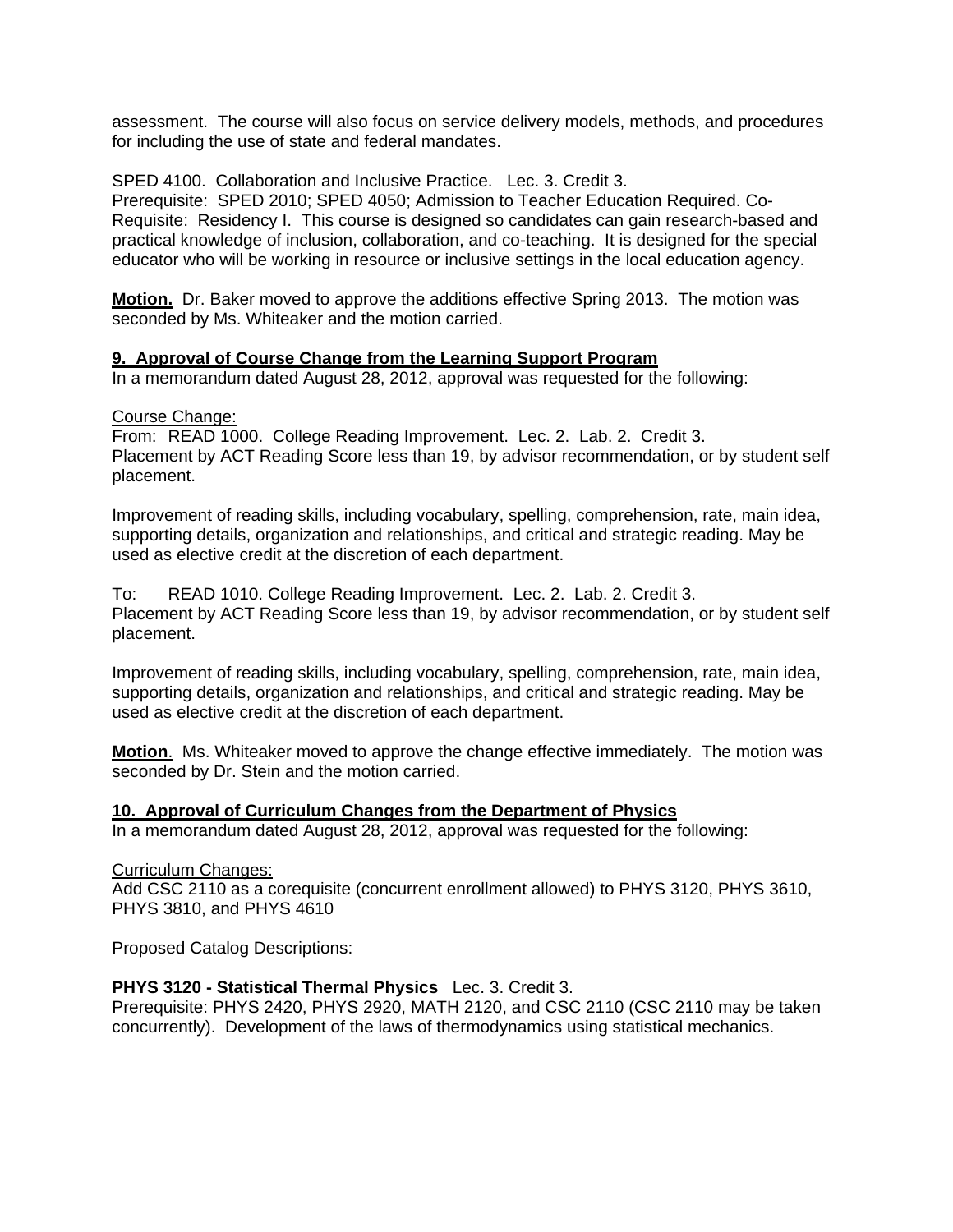assessment. The course will also focus on service delivery models, methods, and procedures for including the use of state and federal mandates.

SPED 4100. Collaboration and Inclusive Practice. Lec. 3. Credit 3.
Prerequisite: SPED 2010; SPED 4050; Admission to Teacher Education Required. Co-Requisite: Residency I. This course is designed so candidates can gain research-based and practical knowledge of inclusion, collaboration, and co-teaching. It is designed for the special educator who will be working in resource or inclusive settings in the local education agency.

**Motion.** Dr. Baker moved to approve the additions effective Spring 2013. The motion was seconded by Ms. Whiteaker and the motion carried.

**9. Approval of Course Change from the Learning Support Program**

In a memorandum dated August 28, 2012, approval was requested for the following:

Course Change:

From: READ 1000. College Reading Improvement. Lec. 2. Lab. 2. Credit 3.
Placement by ACT Reading Score less than 19, by advisor recommendation, or by student self placement.

Improvement of reading skills, including vocabulary, spelling, comprehension, rate, main idea, supporting details, organization and relationships, and critical and strategic reading. May be used as elective credit at the discretion of each department.

To: READ 1010. College Reading Improvement. Lec. 2. Lab. 2. Credit 3.
Placement by ACT Reading Score less than 19, by advisor recommendation, or by student self placement.

Improvement of reading skills, including vocabulary, spelling, comprehension, rate, main idea, supporting details, organization and relationships, and critical and strategic reading. May be used as elective credit at the discretion of each department.

**Motion**. Ms. Whiteaker moved to approve the change effective immediately. The motion was seconded by Dr. Stein and the motion carried.

**10. Approval of Curriculum Changes from the Department of Physics**

In a memorandum dated August 28, 2012, approval was requested for the following:

Curriculum Changes:

Add CSC 2110 as a corequisite (concurrent enrollment allowed) to PHYS 3120, PHYS 3610, PHYS 3810, and PHYS 4610

Proposed Catalog Descriptions:

**PHYS 3120 - Statistical Thermal Physics** Lec. 3. Credit 3.
Prerequisite: PHYS 2420, PHYS 2920, MATH 2120, and CSC 2110 (CSC 2110 may be taken concurrently). Development of the laws of thermodynamics using statistical mechanics.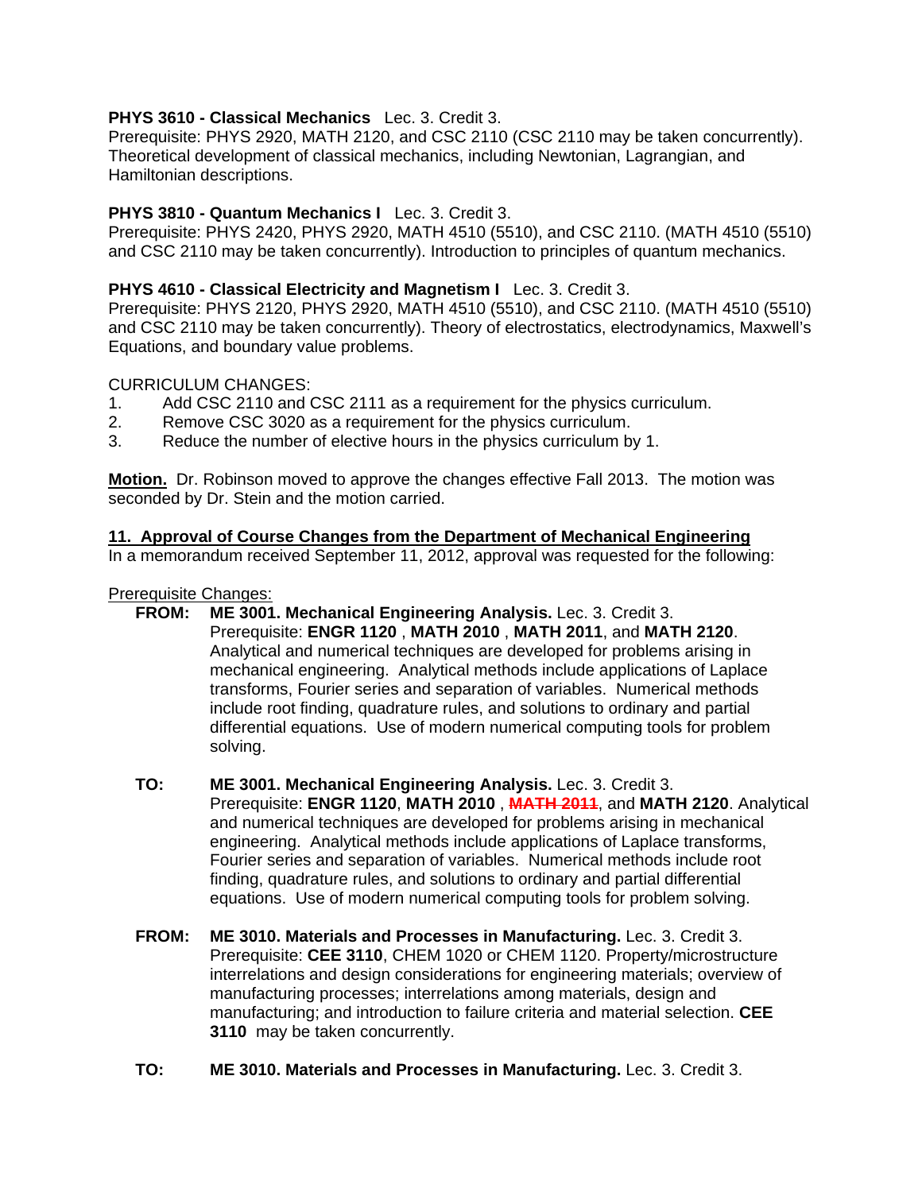**PHYS 3610 - Classical Mechanics** Lec. 3. Credit 3.
Prerequisite: PHYS 2920, MATH 2120, and CSC 2110 (CSC 2110 may be taken concurrently). Theoretical development of classical mechanics, including Newtonian, Lagrangian, and Hamiltonian descriptions.

**PHYS 3810 - Quantum Mechanics I** Lec. 3. Credit 3.
Prerequisite: PHYS 2420, PHYS 2920, MATH 4510 (5510), and CSC 2110. (MATH 4510 (5510) and CSC 2110 may be taken concurrently). Introduction to principles of quantum mechanics.

**PHYS 4610 - Classical Electricity and Magnetism I** Lec. 3. Credit 3.
Prerequisite: PHYS 2120, PHYS 2920, MATH 4510 (5510), and CSC 2110. (MATH 4510 (5510) and CSC 2110 may be taken concurrently). Theory of electrostatics, electrodynamics, Maxwell's Equations, and boundary value problems.

CURRICULUM CHANGES:

1. Add CSC 2110 and CSC 2111 as a requirement for the physics curriculum.
2. Remove CSC 3020 as a requirement for the physics curriculum.
3. Reduce the number of elective hours in the physics curriculum by 1.

**Motion.** Dr. Robinson moved to approve the changes effective Fall 2013. The motion was seconded by Dr. Stein and the motion carried.

## 11. Approval of Course Changes from the Department of Mechanical Engineering

In a memorandum received September 11, 2012, approval was requested for the following:

Prerequisite Changes:

**FROM:** **ME 3001. Mechanical Engineering Analysis.** Lec. 3. Credit 3.
Prerequisite: **ENGR 1120** , **MATH 2010** , **MATH 2011**, and **MATH 2120**. Analytical and numerical techniques are developed for problems arising in mechanical engineering. Analytical methods include applications of Laplace transforms, Fourier series and separation of variables. Numerical methods include root finding, quadrature rules, and solutions to ordinary and partial differential equations. Use of modern numerical computing tools for problem solving.

**TO:** **ME 3001. Mechanical Engineering Analysis.** Lec. 3. Credit 3.
Prerequisite: **ENGR 1120**, **MATH 2010** , ~~**MATH 2011**~~, and **MATH 2120**. Analytical and numerical techniques are developed for problems arising in mechanical engineering. Analytical methods include applications of Laplace transforms, Fourier series and separation of variables. Numerical methods include root finding, quadrature rules, and solutions to ordinary and partial differential equations. Use of modern numerical computing tools for problem solving.

**FROM:** **ME 3010. Materials and Processes in Manufacturing.** Lec. 3. Credit 3.
Prerequisite: **CEE 3110**, CHEM 1020 or CHEM 1120. Property/microstructure interrelations and design considerations for engineering materials; overview of manufacturing processes; interrelations among materials, design and manufacturing; and introduction to failure criteria and material selection. **CEE 3110** may be taken concurrently.

**TO:** **ME 3010. Materials and Processes in Manufacturing.** Lec. 3. Credit 3.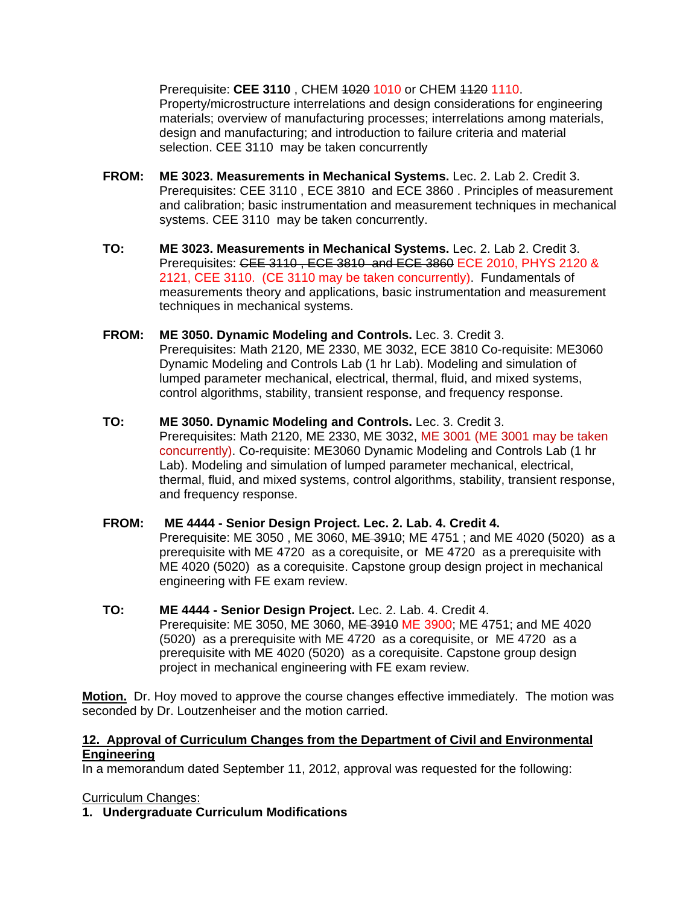Prerequisite: **CEE 3110** , CHEM ~~1020~~ 1010 or CHEM ~~1120~~ 1110. Property/microstructure interrelations and design considerations for engineering materials; overview of manufacturing processes; interrelations among materials, design and manufacturing; and introduction to failure criteria and material selection. CEE 3110 may be taken concurrently

**FROM:** **ME 3023. Measurements in Mechanical Systems.** Lec. 2. Lab 2. Credit 3. Prerequisites: CEE 3110 , ECE 3810 and ECE 3860 . Principles of measurement and calibration; basic instrumentation and measurement techniques in mechanical systems. CEE 3110 may be taken concurrently.

**TO:** **ME 3023. Measurements in Mechanical Systems.** Lec. 2. Lab 2. Credit 3. Prerequisites: ~~CEE 3110 , ECE 3810 and ECE 3860~~ ECE 2010, PHYS 2120 & 2121, CEE 3110. (CE 3110 may be taken concurrently). Fundamentals of measurements theory and applications, basic instrumentation and measurement techniques in mechanical systems.

**FROM:** **ME 3050. Dynamic Modeling and Controls.** Lec. 3. Credit 3. Prerequisites: Math 2120, ME 2330, ME 3032, ECE 3810 Co-requisite: ME3060 Dynamic Modeling and Controls Lab (1 hr Lab). Modeling and simulation of lumped parameter mechanical, electrical, thermal, fluid, and mixed systems, control algorithms, stability, transient response, and frequency response.

**TO:** **ME 3050. Dynamic Modeling and Controls.** Lec. 3. Credit 3. Prerequisites: Math 2120, ME 2330, ME 3032, ME 3001 (ME 3001 may be taken concurrently). Co-requisite: ME3060 Dynamic Modeling and Controls Lab (1 hr Lab). Modeling and simulation of lumped parameter mechanical, electrical, thermal, fluid, and mixed systems, control algorithms, stability, transient response, and frequency response.

**FROM:** **ME 4444 - Senior Design Project. Lec. 2. Lab. 4. Credit 4.** Prerequisite: ME 3050 , ME 3060, ~~ME 3910~~; ME 4751 ; and ME 4020 (5020) as a prerequisite with ME 4720 as a corequisite, or ME 4720 as a prerequisite with ME 4020 (5020) as a corequisite. Capstone group design project in mechanical engineering with FE exam review.

**TO:** **ME 4444 - Senior Design Project.** Lec. 2. Lab. 4. Credit 4. Prerequisite: ME 3050, ME 3060, ~~ME 3910~~ ME 3900; ME 4751; and ME 4020 (5020) as a prerequisite with ME 4720 as a corequisite, or ME 4720 as a prerequisite with ME 4020 (5020) as a corequisite. Capstone group design project in mechanical engineering with FE exam review.

**Motion.** Dr. Hoy moved to approve the course changes effective immediately. The motion was seconded by Dr. Loutzenheiser and the motion carried.

## 12. Approval of Curriculum Changes from the Department of Civil and Environmental Engineering

In a memorandum dated September 11, 2012, approval was requested for the following:

Curriculum Changes:

**1. Undergraduate Curriculum Modifications**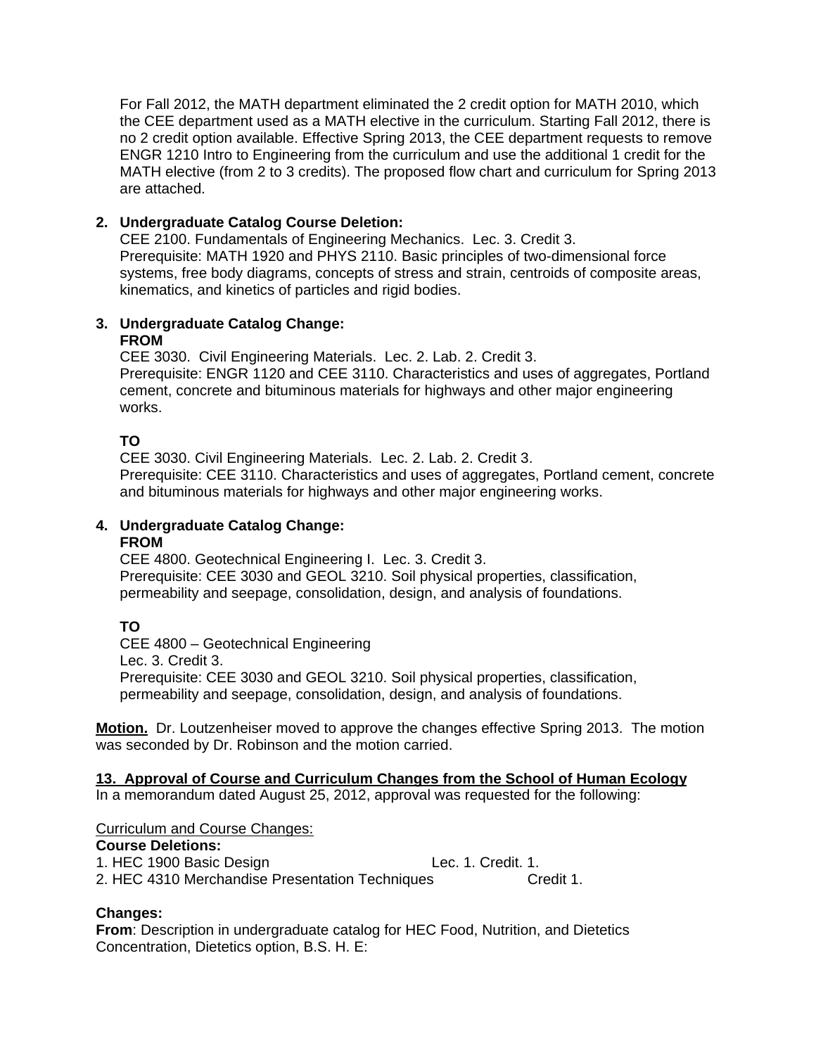For Fall 2012, the MATH department eliminated the 2 credit option for MATH 2010, which the CEE department used as a MATH elective in the curriculum. Starting Fall 2012, there is no 2 credit option available. Effective Spring 2013, the CEE department requests to remove ENGR 1210 Intro to Engineering from the curriculum and use the additional 1 credit for the MATH elective (from 2 to 3 credits). The proposed flow chart and curriculum for Spring 2013 are attached.

2. **Undergraduate Catalog Course Deletion:**
   CEE 2100. Fundamentals of Engineering Mechanics. Lec. 3. Credit 3.
   Prerequisite: MATH 1920 and PHYS 2110. Basic principles of two-dimensional force systems, free body diagrams, concepts of stress and strain, centroids of composite areas, kinematics, and kinetics of particles and rigid bodies.

3. **Undergraduate Catalog Change:**
   **FROM**
   CEE 3030. Civil Engineering Materials. Lec. 2. Lab. 2. Credit 3.
   Prerequisite: ENGR 1120 and CEE 3110. Characteristics and uses of aggregates, Portland cement, concrete and bituminous materials for highways and other major engineering works.

   **TO**
   CEE 3030. Civil Engineering Materials. Lec. 2. Lab. 2. Credit 3.
   Prerequisite: CEE 3110. Characteristics and uses of aggregates, Portland cement, concrete and bituminous materials for highways and other major engineering works.

4. **Undergraduate Catalog Change:**
   **FROM**
   CEE 4800. Geotechnical Engineering I. Lec. 3. Credit 3.
   Prerequisite: CEE 3030 and GEOL 3210. Soil physical properties, classification, permeability and seepage, consolidation, design, and analysis of foundations.

   **TO**
   CEE 4800 – Geotechnical Engineering
   Lec. 3. Credit 3.
   Prerequisite: CEE 3030 and GEOL 3210. Soil physical properties, classification, permeability and seepage, consolidation, design, and analysis of foundations.

**Motion.** Dr. Loutzenheiser moved to approve the changes effective Spring 2013. The motion was seconded by Dr. Robinson and the motion carried.

**13. Approval of Course and Curriculum Changes from the School of Human Ecology**

In a memorandum dated August 25, 2012, approval was requested for the following:

Curriculum and Course Changes:

**Course Deletions:**

1. HEC 1900 Basic Design Lec. 1. Credit. 1.
2. HEC 4310 Merchandise Presentation Techniques Credit 1.

**Changes:**

**From**: Description in undergraduate catalog for HEC Food, Nutrition, and Dietetics Concentration, Dietetics option, B.S. H. E: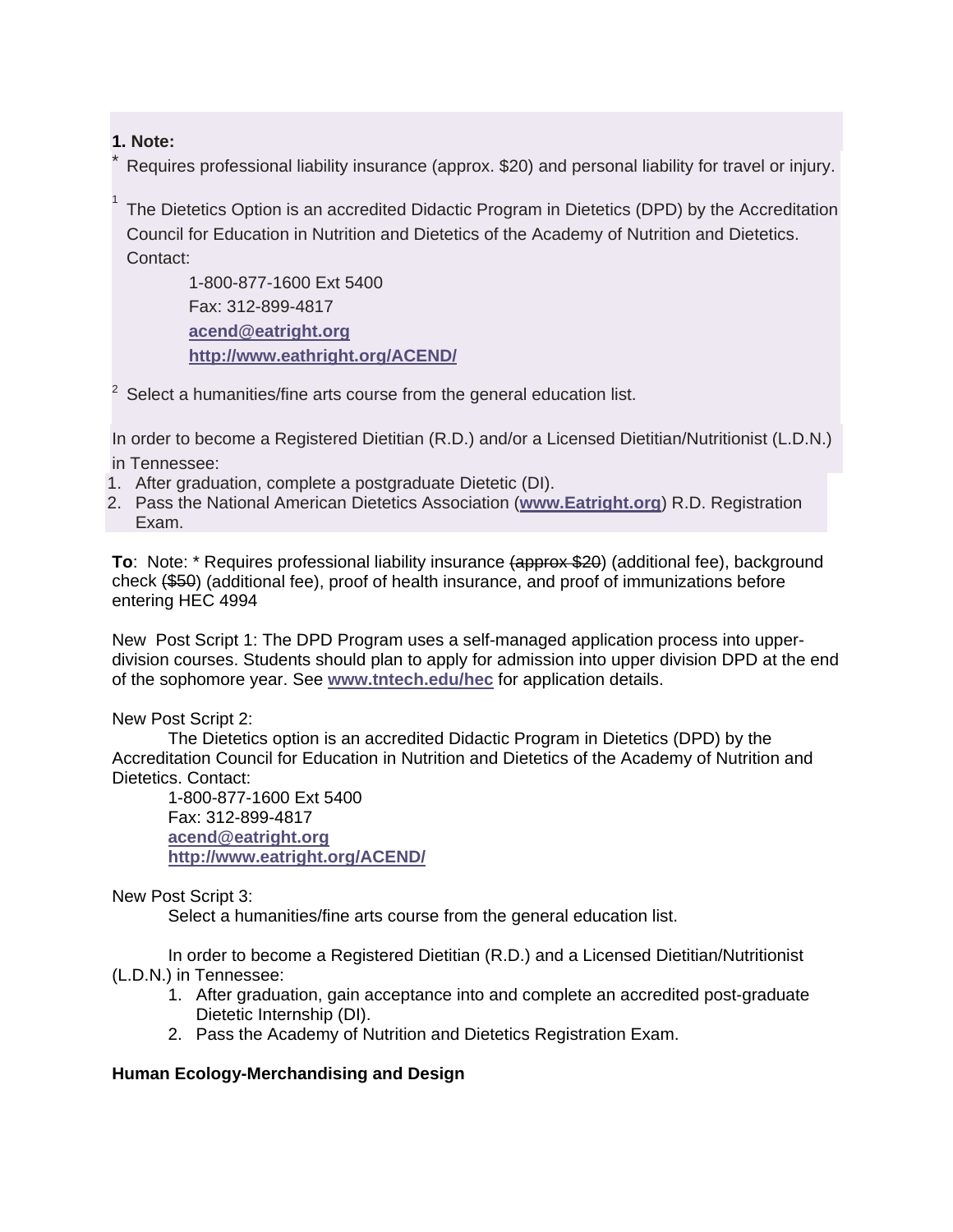**1. Note:**

* Requires professional liability insurance (approx. $20) and personal liability for travel or injury.

[1] The Dietetics Option is an accredited Didactic Program in Dietetics (DPD) by the Accreditation Council for Education in Nutrition and Dietetics of the Academy of Nutrition and Dietetics. Contact:

> 1-800-877-1600 Ext 5400
> Fax: 312-899-4817
> **acend@eatright.org**
> **http://www.eathright.org/ACEND/**

[2] Select a humanities/fine arts course from the general education list.

In order to become a Registered Dietitian (R.D.) and/or a Licensed Dietitian/Nutritionist (L.D.N.) in Tennessee:

1. After graduation, complete a postgraduate Dietetic (DI).
2. Pass the National American Dietetics Association (**www.Eatright.org**) R.D. Registration Exam.

**To**: Note: * Requires professional liability insurance ~~(approx $20)~~ (additional fee), background check ~~($50)~~ (additional fee), proof of health insurance, and proof of immunizations before entering HEC 4994

New Post Script 1: The DPD Program uses a self-managed application process into upper-division courses. Students should plan to apply for admission into upper division DPD at the end of the sophomore year. See **www.tntech.edu/hec** for application details.

New Post Script 2:

The Dietetics option is an accredited Didactic Program in Dietetics (DPD) by the Accreditation Council for Education in Nutrition and Dietetics of the Academy of Nutrition and Dietetics. Contact:

> 1-800-877-1600 Ext 5400
> Fax: 312-899-4817
> **acend@eatright.org**
> **http://www.eatright.org/ACEND/**

New Post Script 3:

Select a humanities/fine arts course from the general education list.

In order to become a Registered Dietitian (R.D.) and a Licensed Dietitian/Nutritionist (L.D.N.) in Tennessee:

1. After graduation, gain acceptance into and complete an accredited post-graduate Dietetic Internship (DI).
2. Pass the Academy of Nutrition and Dietetics Registration Exam.

**Human Ecology-Merchandising and Design**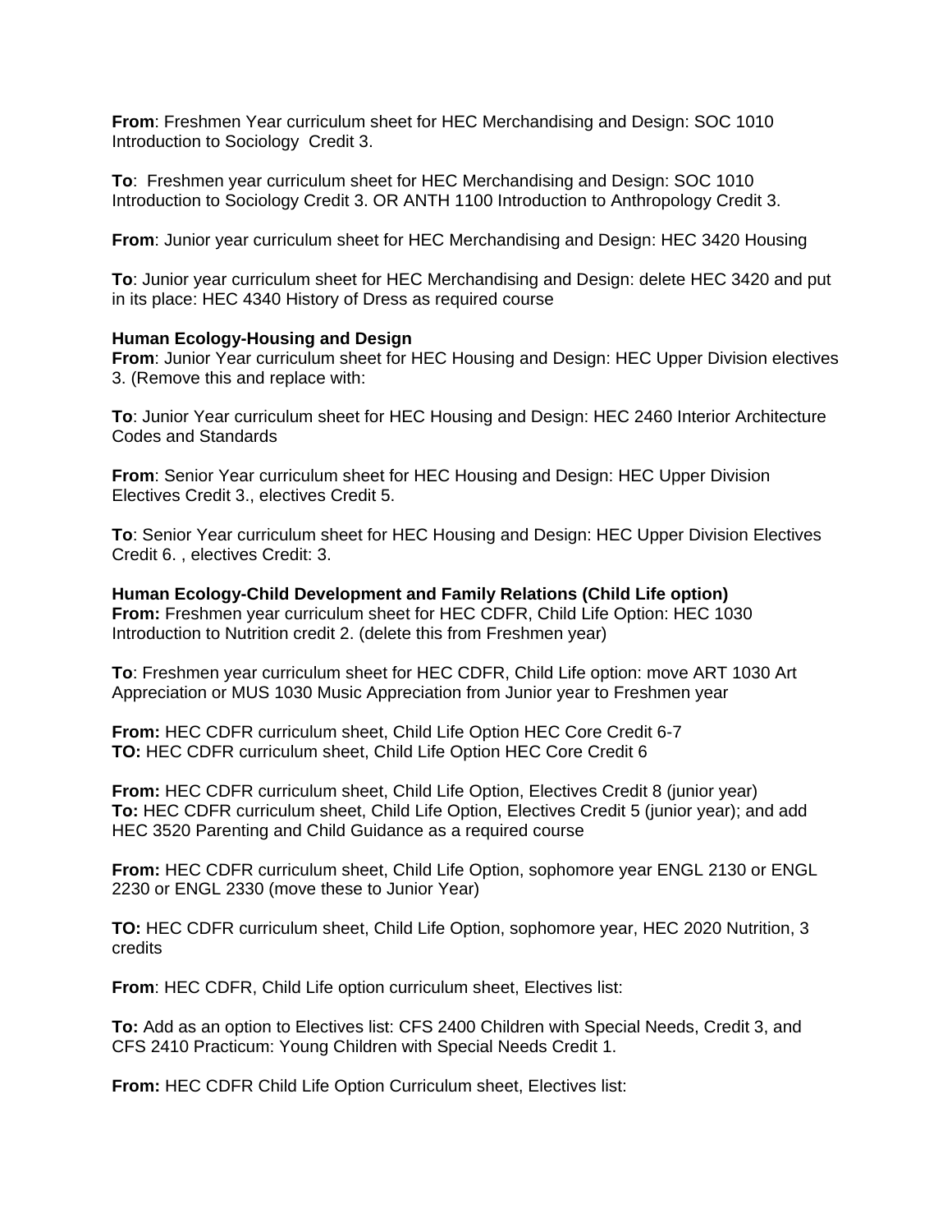**From**: Freshmen Year curriculum sheet for HEC Merchandising and Design: SOC 1010 Introduction to Sociology Credit 3.

**To**: Freshmen year curriculum sheet for HEC Merchandising and Design: SOC 1010 Introduction to Sociology Credit 3. OR ANTH 1100 Introduction to Anthropology Credit 3.

**From**: Junior year curriculum sheet for HEC Merchandising and Design: HEC 3420 Housing

**To**: Junior year curriculum sheet for HEC Merchandising and Design: delete HEC 3420 and put in its place: HEC 4340 History of Dress as required course

**Human Ecology-Housing and Design**
**From**: Junior Year curriculum sheet for HEC Housing and Design: HEC Upper Division electives 3. (Remove this and replace with:

**To**: Junior Year curriculum sheet for HEC Housing and Design: HEC 2460 Interior Architecture Codes and Standards

**From**: Senior Year curriculum sheet for HEC Housing and Design: HEC Upper Division Electives Credit 3., electives Credit 5.

**To**: Senior Year curriculum sheet for HEC Housing and Design: HEC Upper Division Electives Credit 6. , electives Credit: 3.

**Human Ecology-Child Development and Family Relations (Child Life option)**
**From:** Freshmen year curriculum sheet for HEC CDFR, Child Life Option: HEC 1030 Introduction to Nutrition credit 2. (delete this from Freshmen year)

**To**: Freshmen year curriculum sheet for HEC CDFR, Child Life option: move ART 1030 Art Appreciation or MUS 1030 Music Appreciation from Junior year to Freshmen year

**From:** HEC CDFR curriculum sheet, Child Life Option HEC Core Credit 6-7
**TO:** HEC CDFR curriculum sheet, Child Life Option HEC Core Credit 6

**From:** HEC CDFR curriculum sheet, Child Life Option, Electives Credit 8 (junior year)
**To:** HEC CDFR curriculum sheet, Child Life Option, Electives Credit 5 (junior year); and add HEC 3520 Parenting and Child Guidance as a required course

**From:** HEC CDFR curriculum sheet, Child Life Option, sophomore year ENGL 2130 or ENGL 2230 or ENGL 2330 (move these to Junior Year)

**TO:** HEC CDFR curriculum sheet, Child Life Option, sophomore year, HEC 2020 Nutrition, 3 credits

**From**: HEC CDFR, Child Life option curriculum sheet, Electives list:

**To:** Add as an option to Electives list: CFS 2400 Children with Special Needs, Credit 3, and CFS 2410 Practicum: Young Children with Special Needs Credit 1.

**From:** HEC CDFR Child Life Option Curriculum sheet, Electives list: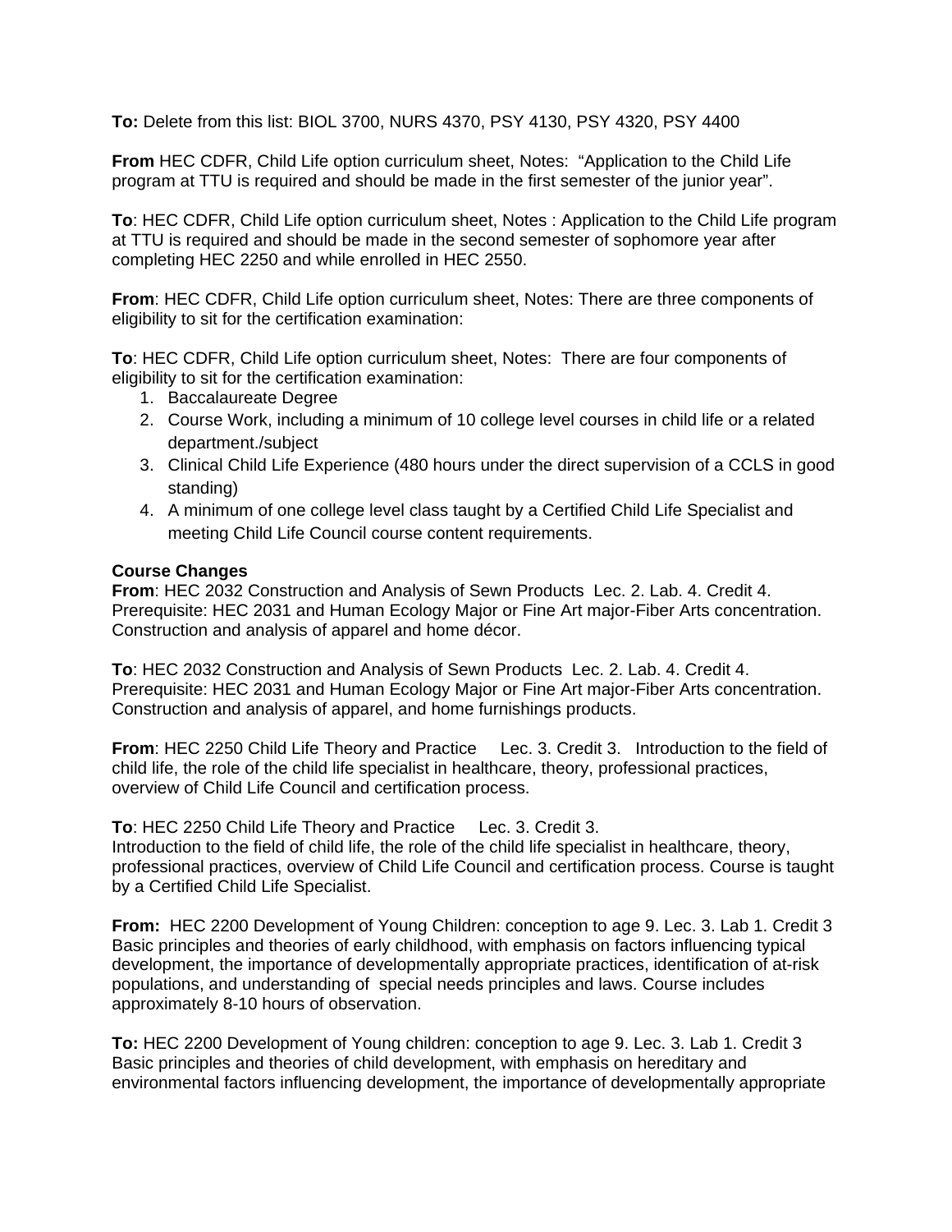**To:** Delete from this list: BIOL 3700, NURS 4370, PSY 4130, PSY 4320, PSY 4400

**From** HEC CDFR, Child Life option curriculum sheet, Notes: "Application to the Child Life program at TTU is required and should be made in the first semester of the junior year".

**To**: HEC CDFR, Child Life option curriculum sheet, Notes : Application to the Child Life program at TTU is required and should be made in the second semester of sophomore year after completing HEC 2250 and while enrolled in HEC 2550.

**From**: HEC CDFR, Child Life option curriculum sheet, Notes: There are three components of eligibility to sit for the certification examination:

**To**: HEC CDFR, Child Life option curriculum sheet, Notes: There are four components of eligibility to sit for the certification examination:

1. Baccalaureate Degree
2. Course Work, including a minimum of 10 college level courses in child life or a related department./subject
3. Clinical Child Life Experience (480 hours under the direct supervision of a CCLS in good standing)
4. A minimum of one college level class taught by a Certified Child Life Specialist and meeting Child Life Council course content requirements.

**Course Changes**

**From**: HEC 2032 Construction and Analysis of Sewn Products Lec. 2. Lab. 4. Credit 4. Prerequisite: HEC 2031 and Human Ecology Major or Fine Art major-Fiber Arts concentration. Construction and analysis of apparel and home décor.

**To**: HEC 2032 Construction and Analysis of Sewn Products Lec. 2. Lab. 4. Credit 4. Prerequisite: HEC 2031 and Human Ecology Major or Fine Art major-Fiber Arts concentration. Construction and analysis of apparel, and home furnishings products.

**From**: HEC 2250 Child Life Theory and Practice Lec. 3. Credit 3. Introduction to the field of child life, the role of the child life specialist in healthcare, theory, professional practices, overview of Child Life Council and certification process.

**To**: HEC 2250 Child Life Theory and Practice Lec. 3. Credit 3.
Introduction to the field of child life, the role of the child life specialist in healthcare, theory, professional practices, overview of Child Life Council and certification process. Course is taught by a Certified Child Life Specialist.

**From:** HEC 2200 Development of Young Children: conception to age 9. Lec. 3. Lab 1. Credit 3 Basic principles and theories of early childhood, with emphasis on factors influencing typical development, the importance of developmentally appropriate practices, identification of at-risk populations, and understanding of special needs principles and laws. Course includes approximately 8-10 hours of observation.

**To:** HEC 2200 Development of Young children: conception to age 9. Lec. 3. Lab 1. Credit 3 Basic principles and theories of child development, with emphasis on hereditary and environmental factors influencing development, the importance of developmentally appropriate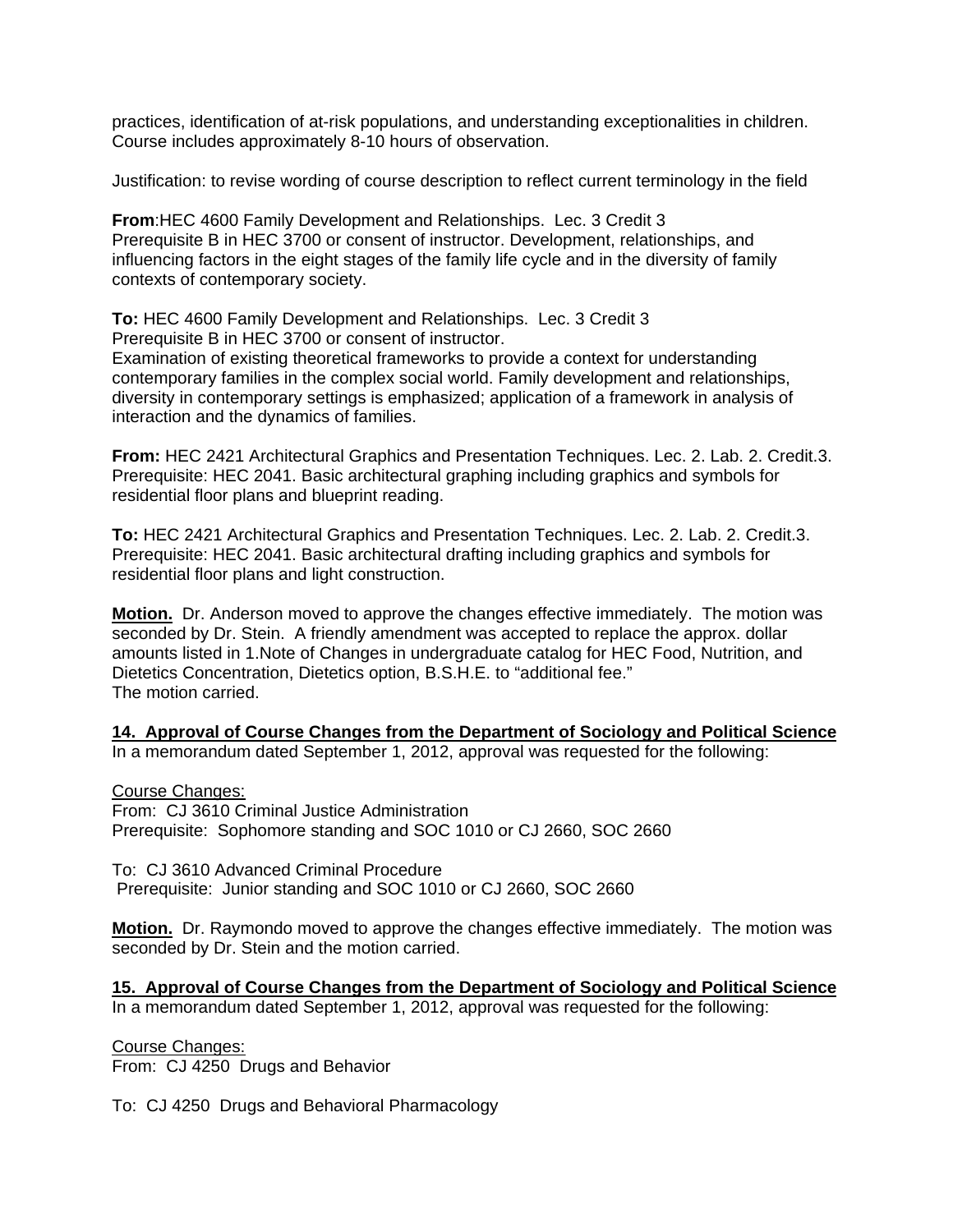practices, identification of at-risk populations, and understanding exceptionalities in children. Course includes approximately 8-10 hours of observation.

Justification: to revise wording of course description to reflect current terminology in the field

**From**:HEC 4600 Family Development and Relationships. Lec. 3 Credit 3
Prerequisite B in HEC 3700 or consent of instructor. Development, relationships, and influencing factors in the eight stages of the family life cycle and in the diversity of family contexts of contemporary society.

**To:** HEC 4600 Family Development and Relationships. Lec. 3 Credit 3
Prerequisite B in HEC 3700 or consent of instructor.
Examination of existing theoretical frameworks to provide a context for understanding contemporary families in the complex social world. Family development and relationships, diversity in contemporary settings is emphasized; application of a framework in analysis of interaction and the dynamics of families.

**From:** HEC 2421 Architectural Graphics and Presentation Techniques. Lec. 2. Lab. 2. Credit.3. Prerequisite: HEC 2041. Basic architectural graphing including graphics and symbols for residential floor plans and blueprint reading.

**To:** HEC 2421 Architectural Graphics and Presentation Techniques. Lec. 2. Lab. 2. Credit.3. Prerequisite: HEC 2041. Basic architectural drafting including graphics and symbols for residential floor plans and light construction.

**Motion.** Dr. Anderson moved to approve the changes effective immediately. The motion was seconded by Dr. Stein. A friendly amendment was accepted to replace the approx. dollar amounts listed in 1.Note of Changes in undergraduate catalog for HEC Food, Nutrition, and Dietetics Concentration, Dietetics option, B.S.H.E. to "additional fee."
The motion carried.

**14. Approval of Course Changes from the Department of Sociology and Political Science**
In a memorandum dated September 1, 2012, approval was requested for the following:

Course Changes:
From: CJ 3610 Criminal Justice Administration
Prerequisite: Sophomore standing and SOC 1010 or CJ 2660, SOC 2660

To: CJ 3610 Advanced Criminal Procedure
Prerequisite: Junior standing and SOC 1010 or CJ 2660, SOC 2660

**Motion.** Dr. Raymondo moved to approve the changes effective immediately. The motion was seconded by Dr. Stein and the motion carried.

**15. Approval of Course Changes from the Department of Sociology and Political Science**
In a memorandum dated September 1, 2012, approval was requested for the following:

Course Changes:
From: CJ 4250 Drugs and Behavior

To: CJ 4250 Drugs and Behavioral Pharmacology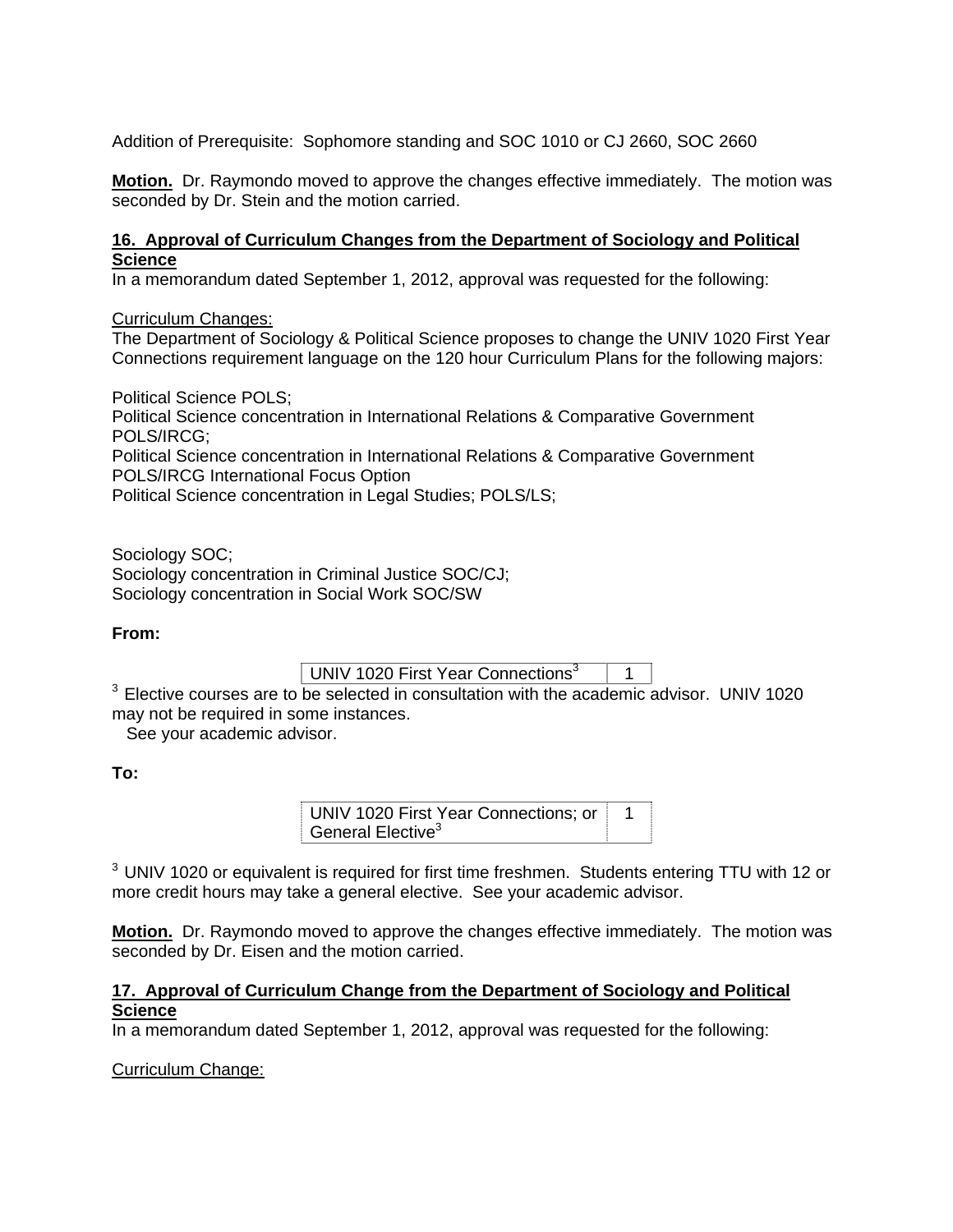Addition of Prerequisite: Sophomore standing and SOC 1010 or CJ 2660, SOC 2660

**Motion.** Dr. Raymondo moved to approve the changes effective immediately. The motion was seconded by Dr. Stein and the motion carried.

## 16. Approval of Curriculum Changes from the Department of Sociology and Political Science

In a memorandum dated September 1, 2012, approval was requested for the following:

Curriculum Changes:

The Department of Sociology & Political Science proposes to change the UNIV 1020 First Year Connections requirement language on the 120 hour Curriculum Plans for the following majors:

Political Science POLS;
Political Science concentration in International Relations & Comparative Government POLS/IRCG;
Political Science concentration in International Relations & Comparative Government POLS/IRCG International Focus Option
Political Science concentration in Legal Studies; POLS/LS;

Sociology SOC;
Sociology concentration in Criminal Justice SOC/CJ;
Sociology concentration in Social Work SOC/SW

**From:**

| UNIV 1020 First Year Connections[3] | 1 |
|---|---|

[3] Elective courses are to be selected in consultation with the academic advisor. UNIV 1020 may not be required in some instances.
See your academic advisor.

**To:**

| UNIV 1020 First Year Connections; or General Elective[3] | 1 |
|---|---|

[3] UNIV 1020 or equivalent is required for first time freshmen. Students entering TTU with 12 or more credit hours may take a general elective. See your academic advisor.

**Motion.** Dr. Raymondo moved to approve the changes effective immediately. The motion was seconded by Dr. Eisen and the motion carried.

## 17. Approval of Curriculum Change from the Department of Sociology and Political Science

In a memorandum dated September 1, 2012, approval was requested for the following:

Curriculum Change: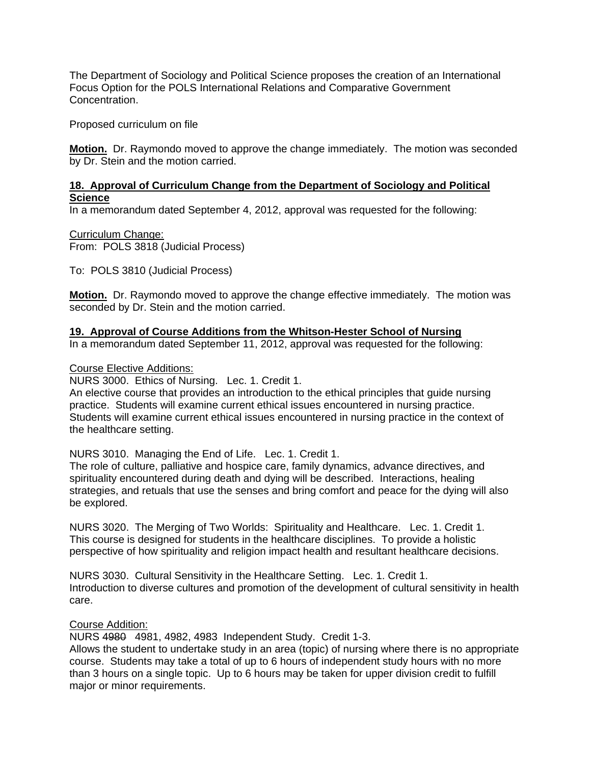The Department of Sociology and Political Science proposes the creation of an International Focus Option for the POLS International Relations and Comparative Government Concentration.

Proposed curriculum on file

**Motion.** Dr. Raymondo moved to approve the change immediately. The motion was seconded by Dr. Stein and the motion carried.

**18. Approval of Curriculum Change from the Department of Sociology and Political Science**

In a memorandum dated September 4, 2012, approval was requested for the following:

Curriculum Change:
From: POLS 3818 (Judicial Process)

To: POLS 3810 (Judicial Process)

**Motion.** Dr. Raymondo moved to approve the change effective immediately. The motion was seconded by Dr. Stein and the motion carried.

**19. Approval of Course Additions from the Whitson-Hester School of Nursing**

In a memorandum dated September 11, 2012, approval was requested for the following:

Course Elective Additions:
NURS 3000. Ethics of Nursing. Lec. 1. Credit 1.
An elective course that provides an introduction to the ethical principles that guide nursing practice. Students will examine current ethical issues encountered in nursing practice. Students will examine current ethical issues encountered in nursing practice in the context of the healthcare setting.

NURS 3010. Managing the End of Life. Lec. 1. Credit 1.
The role of culture, palliative and hospice care, family dynamics, advance directives, and spirituality encountered during death and dying will be described. Interactions, healing strategies, and retuals that use the senses and bring comfort and peace for the dying will also be explored.

NURS 3020. The Merging of Two Worlds: Spirituality and Healthcare. Lec. 1. Credit 1.
This course is designed for students in the healthcare disciplines. To provide a holistic perspective of how spirituality and religion impact health and resultant healthcare decisions.

NURS 3030. Cultural Sensitivity in the Healthcare Setting. Lec. 1. Credit 1.
Introduction to diverse cultures and promotion of the development of cultural sensitivity in health care.

Course Addition:
NURS ~~4980~~ 4981, 4982, 4983 Independent Study. Credit 1-3.
Allows the student to undertake study in an area (topic) of nursing where there is no appropriate course. Students may take a total of up to 6 hours of independent study hours with no more than 3 hours on a single topic. Up to 6 hours may be taken for upper division credit to fulfill major or minor requirements.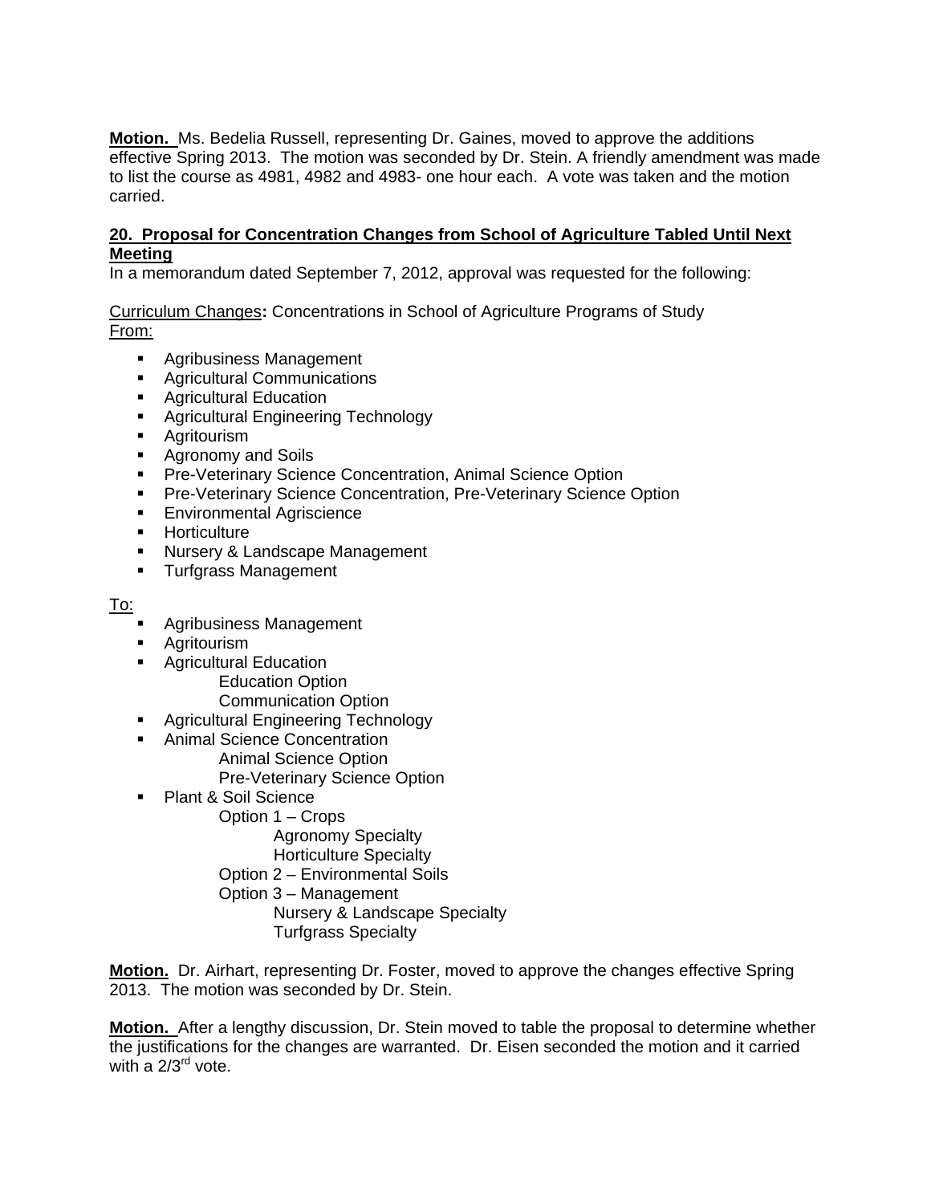**Motion.** Ms. Bedelia Russell, representing Dr. Gaines, moved to approve the additions effective Spring 2013. The motion was seconded by Dr. Stein. A friendly amendment was made to list the course as 4981, 4982 and 4983- one hour each. A vote was taken and the motion carried.

**20. Proposal for Concentration Changes from School of Agriculture Tabled Until Next Meeting**

In a memorandum dated September 7, 2012, approval was requested for the following:

Curriculum Changes**:** Concentrations in School of Agriculture Programs of Study
From:

- Agribusiness Management
- Agricultural Communications
- Agricultural Education
- Agricultural Engineering Technology
- Agritourism
- Agronomy and Soils
- Pre-Veterinary Science Concentration, Animal Science Option
- Pre-Veterinary Science Concentration, Pre-Veterinary Science Option
- Environmental Agriscience
- Horticulture
- Nursery & Landscape Management
- Turfgrass Management

To:

- Agribusiness Management
- Agritourism
- Agricultural Education
  - Education Option
  - Communication Option
- Agricultural Engineering Technology
- Animal Science Concentration
  - Animal Science Option
  - Pre-Veterinary Science Option
- Plant & Soil Science
  - Option 1 – Crops
    - Agronomy Specialty
    - Horticulture Specialty
  - Option 2 – Environmental Soils
  - Option 3 – Management
    - Nursery & Landscape Specialty
    - Turfgrass Specialty

**Motion.** Dr. Airhart, representing Dr. Foster, moved to approve the changes effective Spring 2013. The motion was seconded by Dr. Stein.

**Motion.** After a lengthy discussion, Dr. Stein moved to table the proposal to determine whether the justifications for the changes are warranted. Dr. Eisen seconded the motion and it carried with a 2/3rd vote.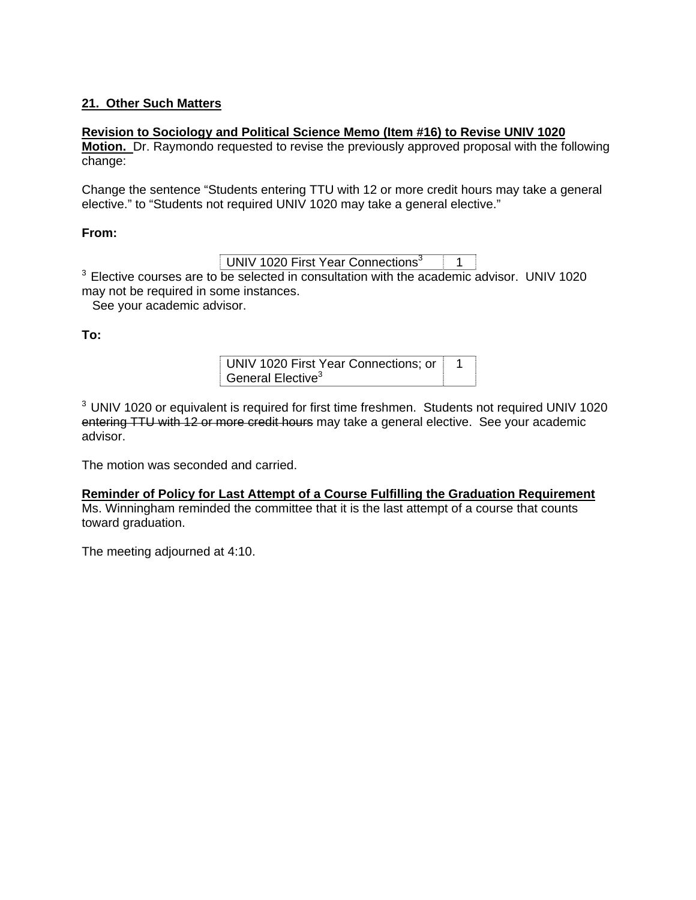**21. Other Such Matters**

**Revision to Sociology and Political Science Memo (Item #16) to Revise UNIV 1020 Motion.** Dr. Raymondo requested to revise the previously approved proposal with the following change:

Change the sentence "Students entering TTU with 12 or more credit hours may take a general elective." to "Students not required UNIV 1020 may take a general elective."

**From:**

| | |
|---|---|
| UNIV 1020 First Year Connections[3] | 1 |

[3] Elective courses are to be selected in consultation with the academic advisor. UNIV 1020 may not be required in some instances.
See your academic advisor.

**To:**

| | |
|---|---|
| UNIV 1020 First Year Connections; or General Elective[3] | 1 |

[3] UNIV 1020 or equivalent is required for first time freshmen. Students not required UNIV 1020 ~~entering TTU with 12 or more credit hours~~ may take a general elective. See your academic advisor.

The motion was seconded and carried.

**Reminder of Policy for Last Attempt of a Course Fulfilling the Graduation Requirement**
Ms. Winningham reminded the committee that it is the last attempt of a course that counts toward graduation.

The meeting adjourned at 4:10.